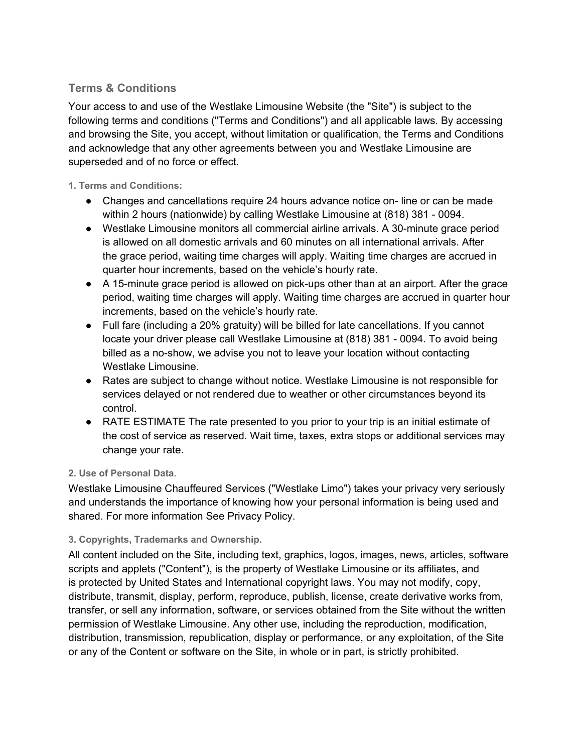## Terms & Conditions

Your access to and use of the Westlake Limousine Website (the "Site") is subject to the following terms and conditions ("Terms and Conditions") and all applicable laws. By accessing and browsing the Site, you accept, without limitation or qualification, the Terms and Conditions and acknowledge that any other agreements between you and Westlake Limousine are superseded and of no force or effect.

#### 1. Terms and Conditions:

- Changes and cancellations require 24 hours advance notice on- line or can be made within 2 hours (nationwide) by calling Westlake Limousine at (818) 381 - 0094.
- Westlake Limousine monitors all commercial airline arrivals. A 30-minute grace period is allowed on all domestic arrivals and 60 minutes on all international arrivals. After the grace period, waiting time charges will apply. Waiting time charges are accrued in quarter hour increments, based on the vehicle's hourly rate.
- A 15-minute grace period is allowed on pick-ups other than at an airport. After the grace period, waiting time charges will apply. Waiting time charges are accrued in quarter hour increments, based on the vehicle's hourly rate.
- Full fare (including a 20% gratuity) will be billed for late cancellations. If you cannot locate your driver please call Westlake Limousine at (818) 381 - 0094. To avoid being billed as a no-show, we advise you not to leave your location without contacting Westlake Limousine.
- Rates are subject to change without notice. Westlake Limousine is not responsible for services delayed or not rendered due to weather or other circumstances beyond its control.
- RATE ESTIMATE The rate presented to you prior to your trip is an initial estimate of the cost of service as reserved. Wait time, taxes, extra stops or additional services may change your rate.

#### 2. Use of Personal Data.

Westlake Limousine Chauffeured Services ("Westlake Limo") takes your privacy very seriously and understands the importance of knowing how your personal information is being used and shared. For more information See Privacy Policy.

#### 3. Copyrights, Trademarks and Ownership.

All content included on the Site, including text, graphics, logos, images, news, articles, software scripts and applets ("Content"), is the property of Westlake Limousine or its affiliates, and is protected by United States and International copyright laws. You may not modify, copy, distribute, transmit, display, perform, reproduce, publish, license, create derivative works from, transfer, or sell any information, software, or services obtained from the Site without the written permission of Westlake Limousine. Any other use, including the reproduction, modification, distribution, transmission, republication, display or performance, or any exploitation, of the Site or any of the Content or software on the Site, in whole or in part, is strictly prohibited.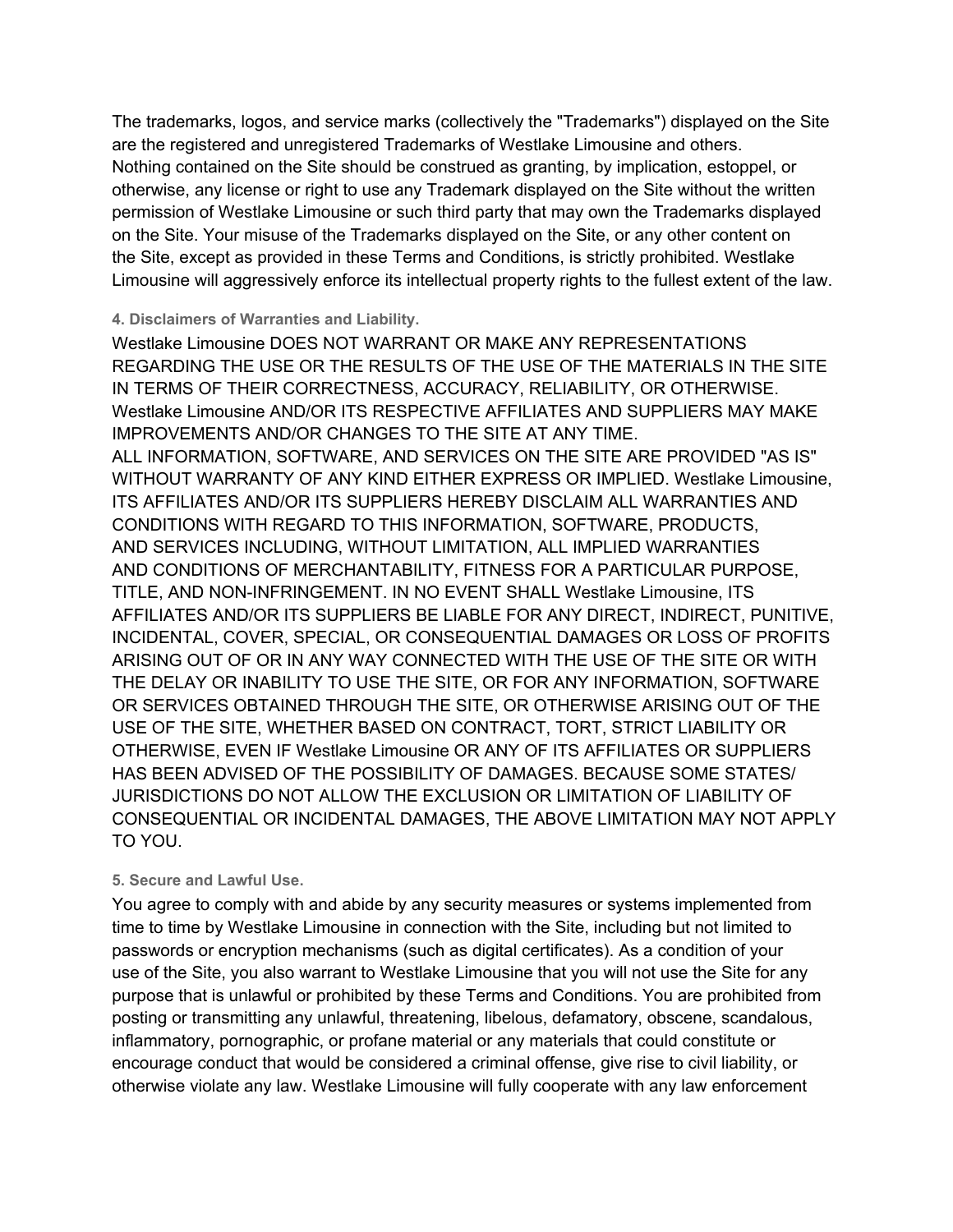The trademarks, logos, and service marks (collectively the "Trademarks") displayed on the Site are the registered and unregistered Trademarks of Westlake Limousine and others. Nothing contained on the Site should be construed as granting, by implication, estoppel, or otherwise, any license or right to use any Trademark displayed on the Site without the written permission of Westlake Limousine or such third party that may own the Trademarks displayed on the Site. Your misuse of the Trademarks displayed on the Site, or any other content on the Site, except as provided in these Terms and Conditions, is strictly prohibited. Westlake Limousine will aggressively enforce its intellectual property rights to the fullest extent of the law.

#### 4. Disclaimers of Warranties and Liability.

Westlake Limousine DOES NOT WARRANT OR MAKE ANY REPRESENTATIONS REGARDING THE USE OR THE RESULTS OF THE USE OF THE MATERIALS IN THE SITE IN TERMS OF THEIR CORRECTNESS, ACCURACY, RELIABILITY, OR OTHERWISE. Westlake Limousine AND/OR ITS RESPECTIVE AFFILIATES AND SUPPLIERS MAY MAKE IMPROVEMENTS AND/OR CHANGES TO THE SITE AT ANY TIME.
ALL INFORMATION, SOFTWARE, AND SERVICES ON THE SITE ARE PROVIDED "AS IS" WITHOUT WARRANTY OF ANY KIND EITHER EXPRESS OR IMPLIED. Westlake Limousine, ITS AFFILIATES AND/OR ITS SUPPLIERS HEREBY DISCLAIM ALL WARRANTIES AND CONDITIONS WITH REGARD TO THIS INFORMATION, SOFTWARE, PRODUCTS, AND SERVICES INCLUDING, WITHOUT LIMITATION, ALL IMPLIED WARRANTIES AND CONDITIONS OF MERCHANTABILITY, FITNESS FOR A PARTICULAR PURPOSE, TITLE, AND NON-INFRINGEMENT. IN NO EVENT SHALL Westlake Limousine, ITS AFFILIATES AND/OR ITS SUPPLIERS BE LIABLE FOR ANY DIRECT, INDIRECT, PUNITIVE, INCIDENTAL, COVER, SPECIAL, OR CONSEQUENTIAL DAMAGES OR LOSS OF PROFITS ARISING OUT OF OR IN ANY WAY CONNECTED WITH THE USE OF THE SITE OR WITH THE DELAY OR INABILITY TO USE THE SITE, OR FOR ANY INFORMATION, SOFTWARE OR SERVICES OBTAINED THROUGH THE SITE, OR OTHERWISE ARISING OUT OF THE USE OF THE SITE, WHETHER BASED ON CONTRACT, TORT, STRICT LIABILITY OR OTHERWISE, EVEN IF Westlake Limousine OR ANY OF ITS AFFILIATES OR SUPPLIERS HAS BEEN ADVISED OF THE POSSIBILITY OF DAMAGES. BECAUSE SOME STATES/ JURISDICTIONS DO NOT ALLOW THE EXCLUSION OR LIMITATION OF LIABILITY OF CONSEQUENTIAL OR INCIDENTAL DAMAGES, THE ABOVE LIMITATION MAY NOT APPLY TO YOU.

#### 5. Secure and Lawful Use.

You agree to comply with and abide by any security measures or systems implemented from time to time by Westlake Limousine in connection with the Site, including but not limited to passwords or encryption mechanisms (such as digital certificates). As a condition of your use of the Site, you also warrant to Westlake Limousine that you will not use the Site for any purpose that is unlawful or prohibited by these Terms and Conditions. You are prohibited from posting or transmitting any unlawful, threatening, libelous, defamatory, obscene, scandalous, inflammatory, pornographic, or profane material or any materials that could constitute or encourage conduct that would be considered a criminal offense, give rise to civil liability, or otherwise violate any law. Westlake Limousine will fully cooperate with any law enforcement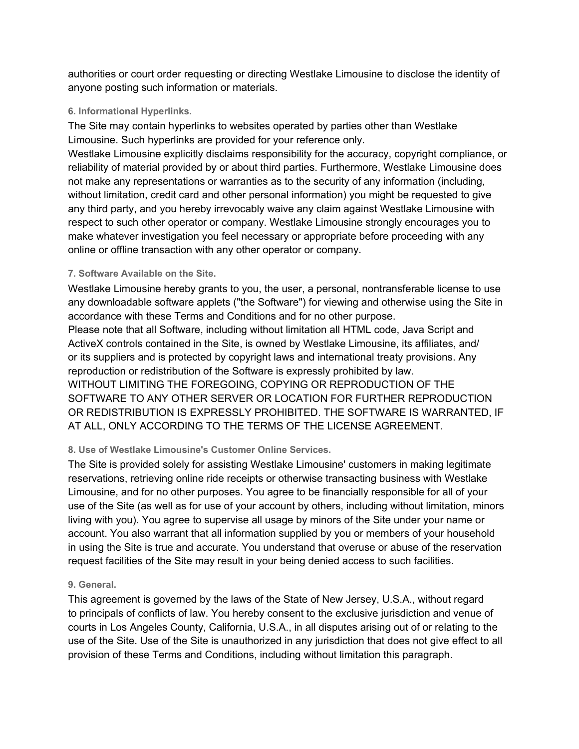authorities or court order requesting or directing Westlake Limousine to disclose the identity of anyone posting such information or materials.

### 6. Informational Hyperlinks.

The Site may contain hyperlinks to websites operated by parties other than Westlake Limousine. Such hyperlinks are provided for your reference only.
Westlake Limousine explicitly disclaims responsibility for the accuracy, copyright compliance, or reliability of material provided by or about third parties. Furthermore, Westlake Limousine does not make any representations or warranties as to the security of any information (including, without limitation, credit card and other personal information) you might be requested to give any third party, and you hereby irrevocably waive any claim against Westlake Limousine with respect to such other operator or company. Westlake Limousine strongly encourages you to make whatever investigation you feel necessary or appropriate before proceeding with any online or offline transaction with any other operator or company.

### 7. Software Available on the Site.

Westlake Limousine hereby grants to you, the user, a personal, nontransferable license to use any downloadable software applets ("the Software") for viewing and otherwise using the Site in accordance with these Terms and Conditions and for no other purpose.
Please note that all Software, including without limitation all HTML code, Java Script and ActiveX controls contained in the Site, is owned by Westlake Limousine, its affiliates, and/or its suppliers and is protected by copyright laws and international treaty provisions. Any reproduction or redistribution of the Software is expressly prohibited by law.
WITHOUT LIMITING THE FOREGOING, COPYING OR REPRODUCTION OF THE SOFTWARE TO ANY OTHER SERVER OR LOCATION FOR FURTHER REPRODUCTION OR REDISTRIBUTION IS EXPRESSLY PROHIBITED. THE SOFTWARE IS WARRANTED, IF AT ALL, ONLY ACCORDING TO THE TERMS OF THE LICENSE AGREEMENT.

### 8. Use of Westlake Limousine's Customer Online Services.

The Site is provided solely for assisting Westlake Limousine' customers in making legitimate reservations, retrieving online ride receipts or otherwise transacting business with Westlake Limousine, and for no other purposes. You agree to be financially responsible for all of your use of the Site (as well as for use of your account by others, including without limitation, minors living with you). You agree to supervise all usage by minors of the Site under your name or account. You also warrant that all information supplied by you or members of your household in using the Site is true and accurate. You understand that overuse or abuse of the reservation request facilities of the Site may result in your being denied access to such facilities.

### 9. General.

This agreement is governed by the laws of the State of New Jersey, U.S.A., without regard to principals of conflicts of law. You hereby consent to the exclusive jurisdiction and venue of courts in Los Angeles County, California, U.S.A., in all disputes arising out of or relating to the use of the Site. Use of the Site is unauthorized in any jurisdiction that does not give effect to all provision of these Terms and Conditions, including without limitation this paragraph.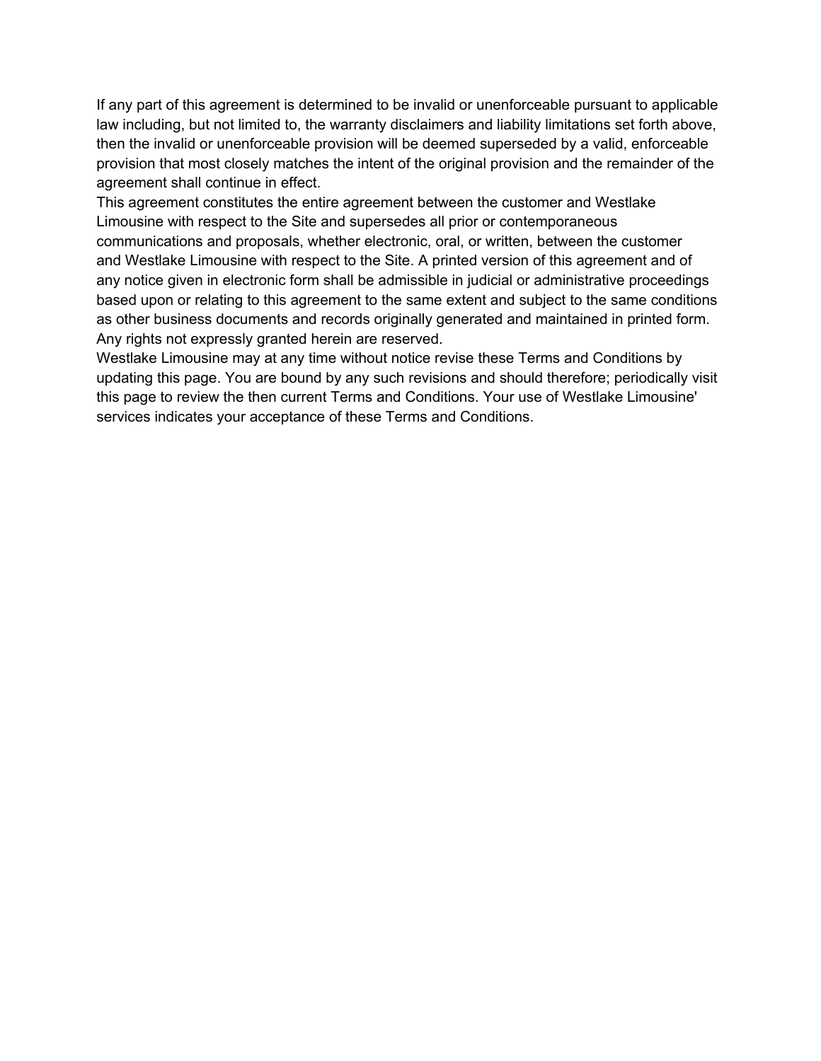If any part of this agreement is determined to be invalid or unenforceable pursuant to applicable law including, but not limited to, the warranty disclaimers and liability limitations set forth above, then the invalid or unenforceable provision will be deemed superseded by a valid, enforceable provision that most closely matches the intent of the original provision and the remainder of the agreement shall continue in effect.

This agreement constitutes the entire agreement between the customer and Westlake Limousine with respect to the Site and supersedes all prior or contemporaneous communications and proposals, whether electronic, oral, or written, between the customer and Westlake Limousine with respect to the Site. A printed version of this agreement and of any notice given in electronic form shall be admissible in judicial or administrative proceedings based upon or relating to this agreement to the same extent and subject to the same conditions as other business documents and records originally generated and maintained in printed form. Any rights not expressly granted herein are reserved.

Westlake Limousine may at any time without notice revise these Terms and Conditions by updating this page. You are bound by any such revisions and should therefore; periodically visit this page to review the then current Terms and Conditions. Your use of Westlake Limousine' services indicates your acceptance of these Terms and Conditions.